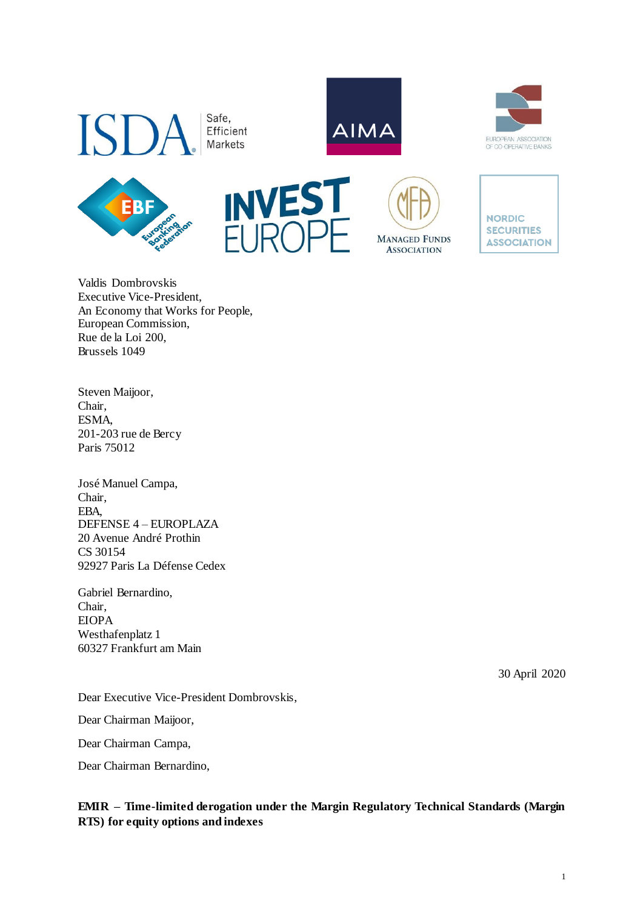Valdis Dombrovskis
Executive Vice-President,
An Economy that Works for People,
European Commission,
Rue de la Loi 200,
Brussels 1049

Steven Maijoor,
Chair,
ESMA,
201-203 rue de Bercy
Paris 75012

José Manuel Campa,
Chair,
EBA,
DEFENSE 4 – EUROPLAZA
20 Avenue André Prothin
CS 30154
92927 Paris La Défense Cedex

Gabriel Bernardino,
Chair,
EIOPA
Westhafenplatz 1
60327 Frankfurt am Main

30 April 2020

Dear Executive Vice-President Dombrovskis,

Dear Chairman Maijoor,

Dear Chairman Campa,

Dear Chairman Bernardino,

**EMIR – Time-limited derogation under the Margin Regulatory Technical Standards (Margin RTS) for equity options and indexes**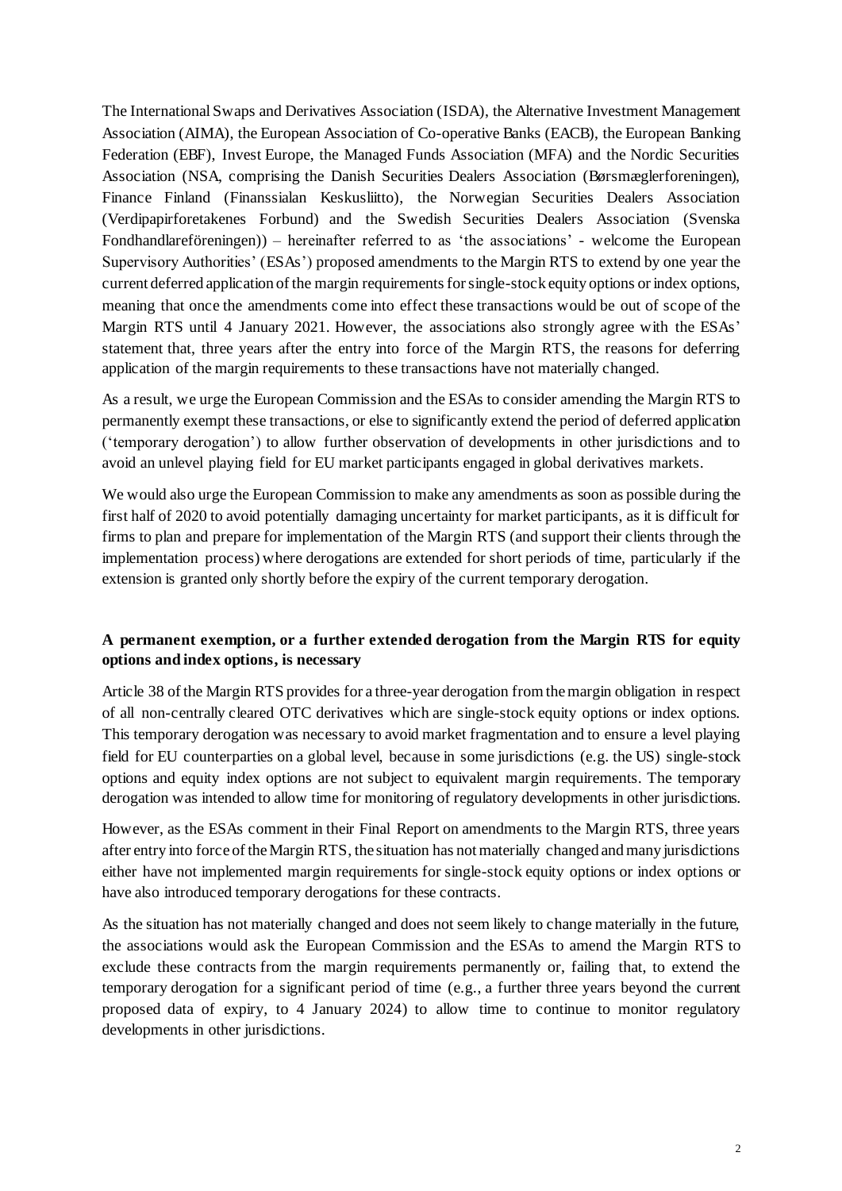The International Swaps and Derivatives Association (ISDA), the Alternative Investment Management Association (AIMA), the European Association of Co-operative Banks (EACB), the European Banking Federation (EBF), Invest Europe, the Managed Funds Association (MFA) and the Nordic Securities Association (NSA, comprising the Danish Securities Dealers Association (Børsmæglerforeningen), Finance Finland (Finanssialan Keskusliitto), the Norwegian Securities Dealers Association (Verdipapirforetakenes Forbund) and the Swedish Securities Dealers Association (Svenska Fondhandlareföreningen)) – hereinafter referred to as 'the associations' - welcome the European Supervisory Authorities' (ESAs') proposed amendments to the Margin RTS to extend by one year the current deferred application of the margin requirements for single-stock equity options or index options, meaning that once the amendments come into effect these transactions would be out of scope of the Margin RTS until 4 January 2021. However, the associations also strongly agree with the ESAs' statement that, three years after the entry into force of the Margin RTS, the reasons for deferring application of the margin requirements to these transactions have not materially changed.

As a result, we urge the European Commission and the ESAs to consider amending the Margin RTS to permanently exempt these transactions, or else to significantly extend the period of deferred application ('temporary derogation') to allow further observation of developments in other jurisdictions and to avoid an unlevel playing field for EU market participants engaged in global derivatives markets.

We would also urge the European Commission to make any amendments as soon as possible during the first half of 2020 to avoid potentially damaging uncertainty for market participants, as it is difficult for firms to plan and prepare for implementation of the Margin RTS (and support their clients through the implementation process) where derogations are extended for short periods of time, particularly if the extension is granted only shortly before the expiry of the current temporary derogation.

**A permanent exemption, or a further extended derogation from the Margin RTS for equity options and index options, is necessary**

Article 38 of the Margin RTS provides for a three-year derogation from the margin obligation in respect of all non-centrally cleared OTC derivatives which are single-stock equity options or index options. This temporary derogation was necessary to avoid market fragmentation and to ensure a level playing field for EU counterparties on a global level, because in some jurisdictions (e.g. the US) single-stock options and equity index options are not subject to equivalent margin requirements. The temporary derogation was intended to allow time for monitoring of regulatory developments in other jurisdictions.

However, as the ESAs comment in their Final Report on amendments to the Margin RTS, three years after entry into force of the Margin RTS, the situation has not materially changed and many jurisdictions either have not implemented margin requirements for single-stock equity options or index options or have also introduced temporary derogations for these contracts.

As the situation has not materially changed and does not seem likely to change materially in the future, the associations would ask the European Commission and the ESAs to amend the Margin RTS to exclude these contracts from the margin requirements permanently or, failing that, to extend the temporary derogation for a significant period of time (e.g., a further three years beyond the current proposed data of expiry, to 4 January 2024) to allow time to continue to monitor regulatory developments in other jurisdictions.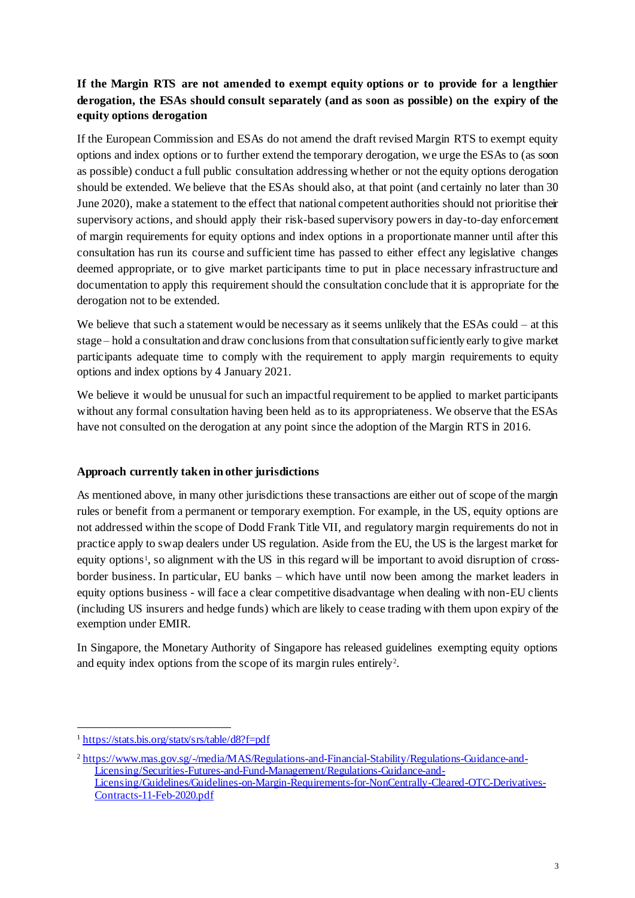**If the Margin RTS are not amended to exempt equity options or to provide for a lengthier derogation, the ESAs should consult separately (and as soon as possible) on the expiry of the equity options derogation**

If the European Commission and ESAs do not amend the draft revised Margin RTS to exempt equity options and index options or to further extend the temporary derogation, we urge the ESAs to (as soon as possible) conduct a full public consultation addressing whether or not the equity options derogation should be extended. We believe that the ESAs should also, at that point (and certainly no later than 30 June 2020), make a statement to the effect that national competent authorities should not prioritise their supervisory actions, and should apply their risk-based supervisory powers in day-to-day enforcement of margin requirements for equity options and index options in a proportionate manner until after this consultation has run its course and sufficient time has passed to either effect any legislative changes deemed appropriate, or to give market participants time to put in place necessary infrastructure and documentation to apply this requirement should the consultation conclude that it is appropriate for the derogation not to be extended.

We believe that such a statement would be necessary as it seems unlikely that the ESAs could – at this stage – hold a consultation and draw conclusions from that consultation sufficiently early to give market participants adequate time to comply with the requirement to apply margin requirements to equity options and index options by 4 January 2021.

We believe it would be unusual for such an impactful requirement to be applied to market participants without any formal consultation having been held as to its appropriateness. We observe that the ESAs have not consulted on the derogation at any point since the adoption of the Margin RTS in 2016.

**Approach currently taken in other jurisdictions**

As mentioned above, in many other jurisdictions these transactions are either out of scope of the margin rules or benefit from a permanent or temporary exemption. For example, in the US, equity options are not addressed within the scope of Dodd Frank Title VII, and regulatory margin requirements do not in practice apply to swap dealers under US regulation. Aside from the EU, the US is the largest market for equity options[1], so alignment with the US in this regard will be important to avoid disruption of cross-border business. In particular, EU banks – which have until now been among the market leaders in equity options business - will face a clear competitive disadvantage when dealing with non-EU clients (including US insurers and hedge funds) which are likely to cease trading with them upon expiry of the exemption under EMIR.

In Singapore, the Monetary Authority of Singapore has released guidelines exempting equity options and equity index options from the scope of its margin rules entirely[2].

---

[1] https://stats.bis.org/statx/srs/table/d8?f=pdf

[2] https://www.mas.gov.sg/-/media/MAS/Regulations-and-Financial-Stability/Regulations-Guidance-and-Licensing/Securities-Futures-and-Fund-Management/Regulations-Guidance-and-Licensing/Guidelines/Guidelines-on-Margin-Requirements-for-NonCentrally-Cleared-OTC-Derivatives-Contracts-11-Feb-2020.pdf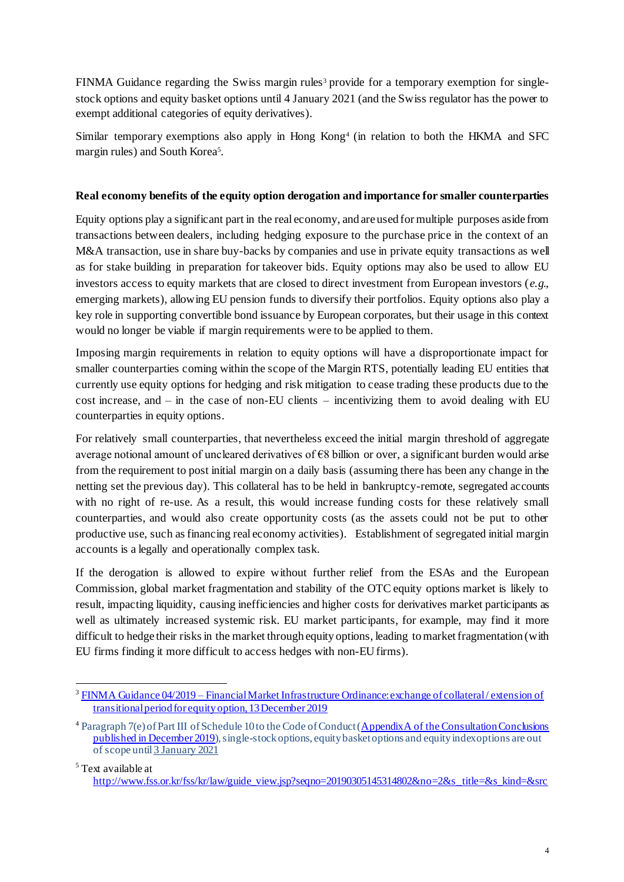FINMA Guidance regarding the Swiss margin rules[3] provide for a temporary exemption for single-stock options and equity basket options until 4 January 2021 (and the Swiss regulator has the power to exempt additional categories of equity derivatives).

Similar temporary exemptions also apply in Hong Kong[4] (in relation to both the HKMA and SFC margin rules) and South Korea[5].

**Real economy benefits of the equity option derogation and importance for smaller counterparties**

Equity options play a significant part in the real economy, and are used for multiple purposes aside from transactions between dealers, including hedging exposure to the purchase price in the context of an M&A transaction, use in share buy-backs by companies and use in private equity transactions as well as for stake building in preparation for takeover bids. Equity options may also be used to allow EU investors access to equity markets that are closed to direct investment from European investors (*e.g.*, emerging markets), allowing EU pension funds to diversify their portfolios. Equity options also play a key role in supporting convertible bond issuance by European corporates, but their usage in this context would no longer be viable if margin requirements were to be applied to them.

Imposing margin requirements in relation to equity options will have a disproportionate impact for smaller counterparties coming within the scope of the Margin RTS, potentially leading EU entities that currently use equity options for hedging and risk mitigation to cease trading these products due to the cost increase, and – in the case of non-EU clients – incentivizing them to avoid dealing with EU counterparties in equity options.

For relatively small counterparties, that nevertheless exceed the initial margin threshold of aggregate average notional amount of uncleared derivatives of €8 billion or over, a significant burden would arise from the requirement to post initial margin on a daily basis (assuming there has been any change in the netting set the previous day). This collateral has to be held in bankruptcy-remote, segregated accounts with no right of re-use. As a result, this would increase funding costs for these relatively small counterparties, and would also create opportunity costs (as the assets could not be put to other productive use, such as financing real economy activities). Establishment of segregated initial margin accounts is a legally and operationally complex task.

If the derogation is allowed to expire without further relief from the ESAs and the European Commission, global market fragmentation and stability of the OTC equity options market is likely to result, impacting liquidity, causing inefficiencies and higher costs for derivatives market participants as well as ultimately increased systemic risk. EU market participants, for example, may find it more difficult to hedge their risks in the market through equity options, leading to market fragmentation (with EU firms finding it more difficult to access hedges with non-EU firms).

---

[3] FINMA Guidance 04/2019 – Financial Market Infrastructure Ordinance: exchange of collateral / extension of transitional period for equity option, 13 December 2019

[4] Paragraph 7(e) of Part III of Schedule 10 to the Code of Conduct (Appendix A of the Consultation Conclusions published in December 2019), single-stock options, equity basket options and equity index options are out of scope until 3 January 2021

[5] Text available at http://www.fss.or.kr/fss/kr/law/guide_view.jsp?seqno=20190305145314802&no=2&s_title=&s_kind=&src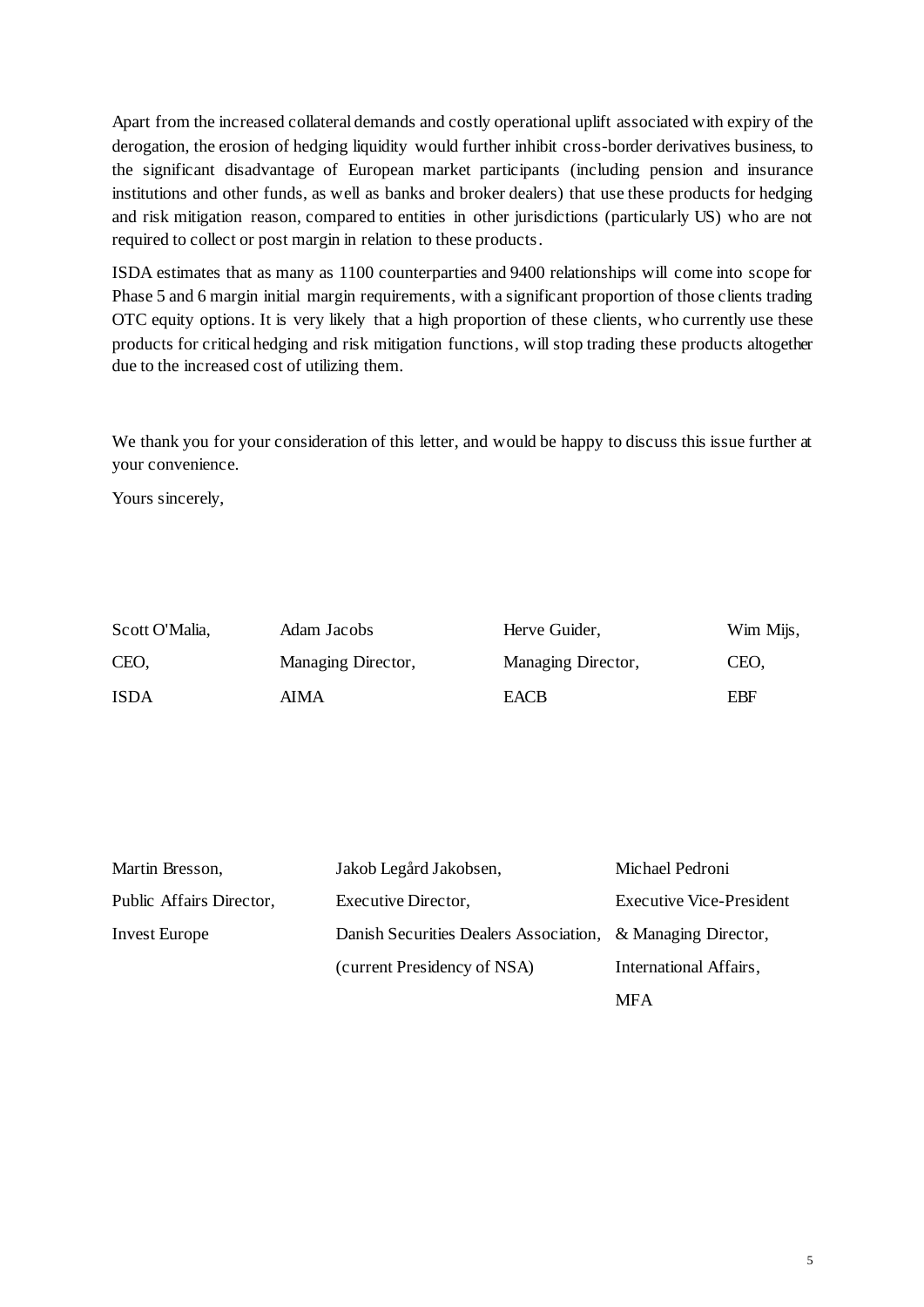Apart from the increased collateral demands and costly operational uplift associated with expiry of the derogation, the erosion of hedging liquidity would further inhibit cross-border derivatives business, to the significant disadvantage of European market participants (including pension and insurance institutions and other funds, as well as banks and broker dealers) that use these products for hedging and risk mitigation reason, compared to entities in other jurisdictions (particularly US) who are not required to collect or post margin in relation to these products.

ISDA estimates that as many as 1100 counterparties and 9400 relationships will come into scope for Phase 5 and 6 margin initial margin requirements, with a significant proportion of those clients trading OTC equity options. It is very likely that a high proportion of these clients, who currently use these products for critical hedging and risk mitigation functions, will stop trading these products altogether due to the increased cost of utilizing them.

We thank you for your consideration of this letter, and would be happy to discuss this issue further at your convenience.

Yours sincerely,

| Scott O'Malia, | Adam Jacobs | Herve Guider, | Wim Mijs, |
|---|---|---|---|
| CEO, | Managing Director, | Managing Director, | CEO, |
| ISDA | AIMA | EACB | EBF |

| Martin Bresson, | Jakob Legård Jakobsen, | Michael Pedroni |
|---|---|---|
| Public Affairs Director, | Executive Director, | Executive Vice-President |
| Invest Europe | Danish Securities Dealers Association, | & Managing Director, |
| | (current Presidency of NSA) | International Affairs, |
| | | MFA |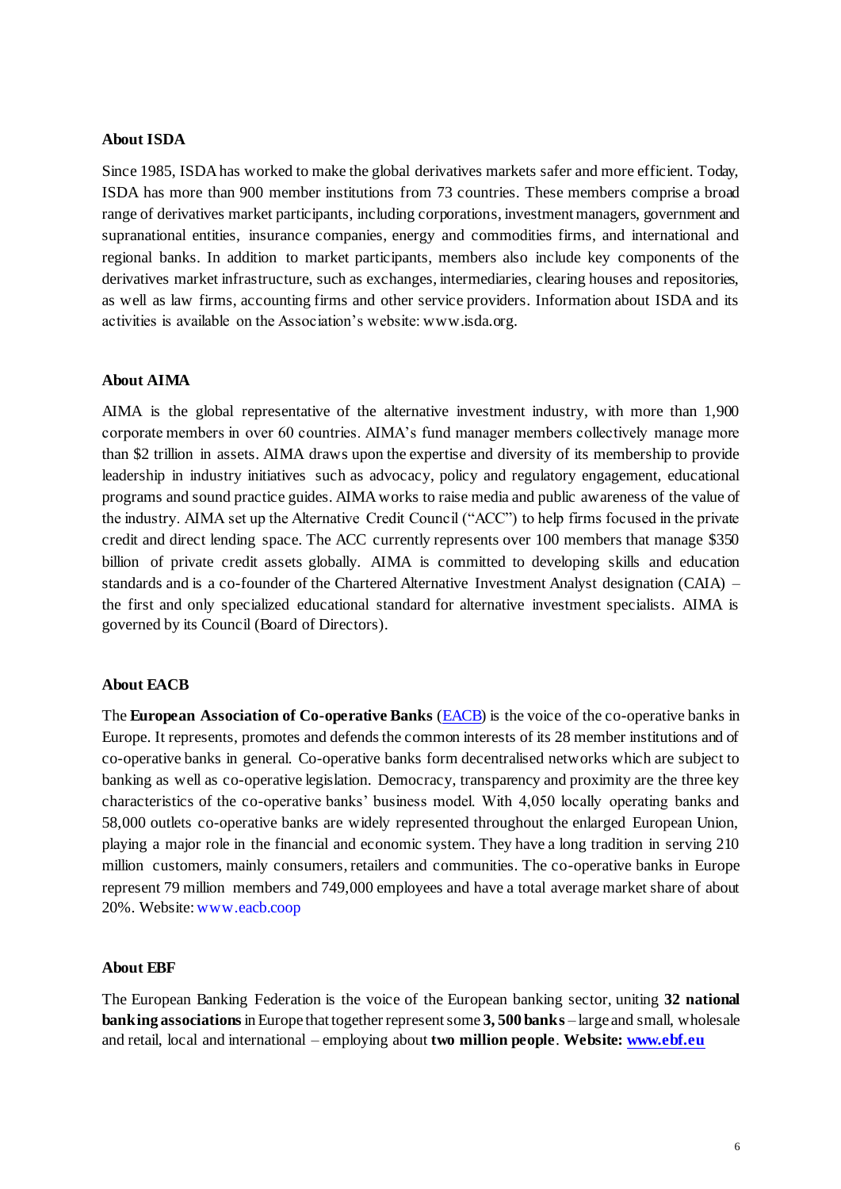**About ISDA**

Since 1985, ISDA has worked to make the global derivatives markets safer and more efficient. Today, ISDA has more than 900 member institutions from 73 countries. These members comprise a broad range of derivatives market participants, including corporations, investment managers, government and supranational entities, insurance companies, energy and commodities firms, and international and regional banks. In addition to market participants, members also include key components of the derivatives market infrastructure, such as exchanges, intermediaries, clearing houses and repositories, as well as law firms, accounting firms and other service providers. Information about ISDA and its activities is available on the Association's website: www.isda.org.

**About AIMA**

AIMA is the global representative of the alternative investment industry, with more than 1,900 corporate members in over 60 countries. AIMA's fund manager members collectively manage more than $2 trillion in assets. AIMA draws upon the expertise and diversity of its membership to provide leadership in industry initiatives such as advocacy, policy and regulatory engagement, educational programs and sound practice guides. AIMA works to raise media and public awareness of the value of the industry. AIMA set up the Alternative Credit Council ("ACC") to help firms focused in the private credit and direct lending space. The ACC currently represents over 100 members that manage $350 billion of private credit assets globally. AIMA is committed to developing skills and education standards and is a co-founder of the Chartered Alternative Investment Analyst designation (CAIA) – the first and only specialized educational standard for alternative investment specialists. AIMA is governed by its Council (Board of Directors).

**About EACB**

The **European Association of Co-operative Banks** (EACB) is the voice of the co-operative banks in Europe. It represents, promotes and defends the common interests of its 28 member institutions and of co-operative banks in general. Co-operative banks form decentralised networks which are subject to banking as well as co-operative legislation. Democracy, transparency and proximity are the three key characteristics of the co-operative banks' business model. With 4,050 locally operating banks and 58,000 outlets co-operative banks are widely represented throughout the enlarged European Union, playing a major role in the financial and economic system. They have a long tradition in serving 210 million customers, mainly consumers, retailers and communities. The co-operative banks in Europe represent 79 million members and 749,000 employees and have a total average market share of about 20%. Website: www.eacb.coop

**About EBF**

The European Banking Federation is the voice of the European banking sector, uniting **32 national banking associations** in Europe that together represent some **3, 500 banks** – large and small, wholesale and retail, local and international – employing about **two million people**. **Website: www.ebf.eu**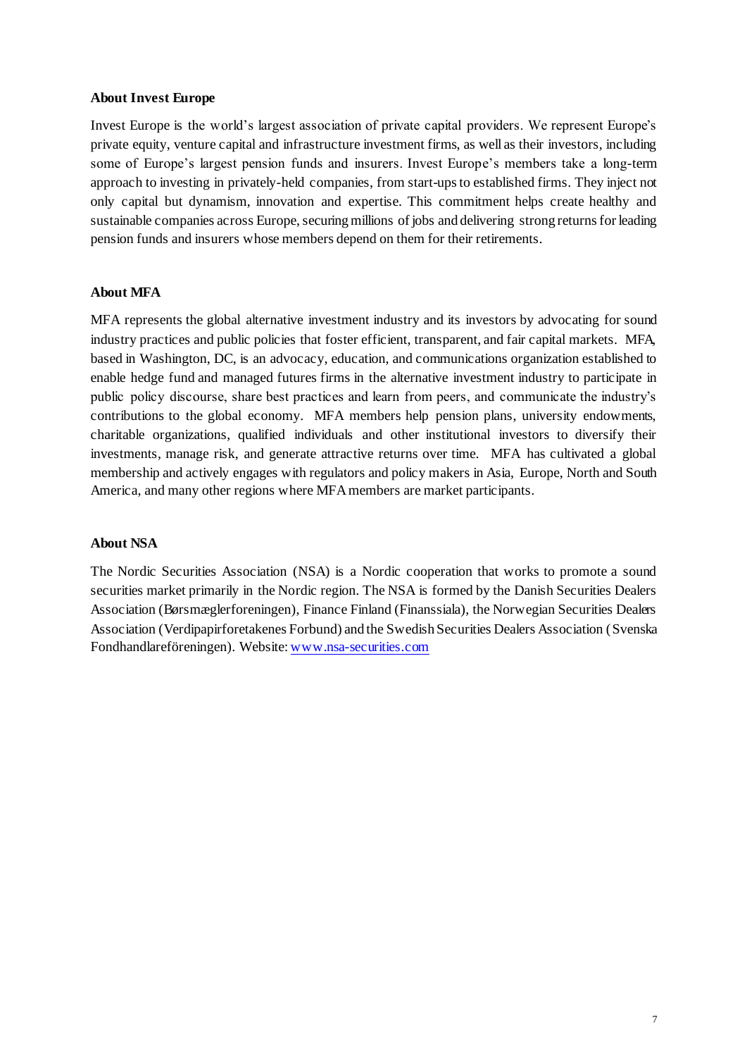**About Invest Europe**

Invest Europe is the world's largest association of private capital providers. We represent Europe's private equity, venture capital and infrastructure investment firms, as well as their investors, including some of Europe's largest pension funds and insurers. Invest Europe's members take a long-term approach to investing in privately-held companies, from start-ups to established firms. They inject not only capital but dynamism, innovation and expertise. This commitment helps create healthy and sustainable companies across Europe, securing millions of jobs and delivering strong returns for leading pension funds and insurers whose members depend on them for their retirements.

**About MFA**

MFA represents the global alternative investment industry and its investors by advocating for sound industry practices and public policies that foster efficient, transparent, and fair capital markets. MFA, based in Washington, DC, is an advocacy, education, and communications organization established to enable hedge fund and managed futures firms in the alternative investment industry to participate in public policy discourse, share best practices and learn from peers, and communicate the industry's contributions to the global economy. MFA members help pension plans, university endowments, charitable organizations, qualified individuals and other institutional investors to diversify their investments, manage risk, and generate attractive returns over time. MFA has cultivated a global membership and actively engages with regulators and policy makers in Asia, Europe, North and South America, and many other regions where MFA members are market participants.

**About NSA**

The Nordic Securities Association (NSA) is a Nordic cooperation that works to promote a sound securities market primarily in the Nordic region. The NSA is formed by the Danish Securities Dealers Association (Børsmæglerforeningen), Finance Finland (Finanssiala), the Norwegian Securities Dealers Association (Verdipapirforetakenes Forbund) and the Swedish Securities Dealers Association (Svenska Fondhandlareföreningen). Website: [www.nsa-securities.com](http://www.nsa-securities.com)